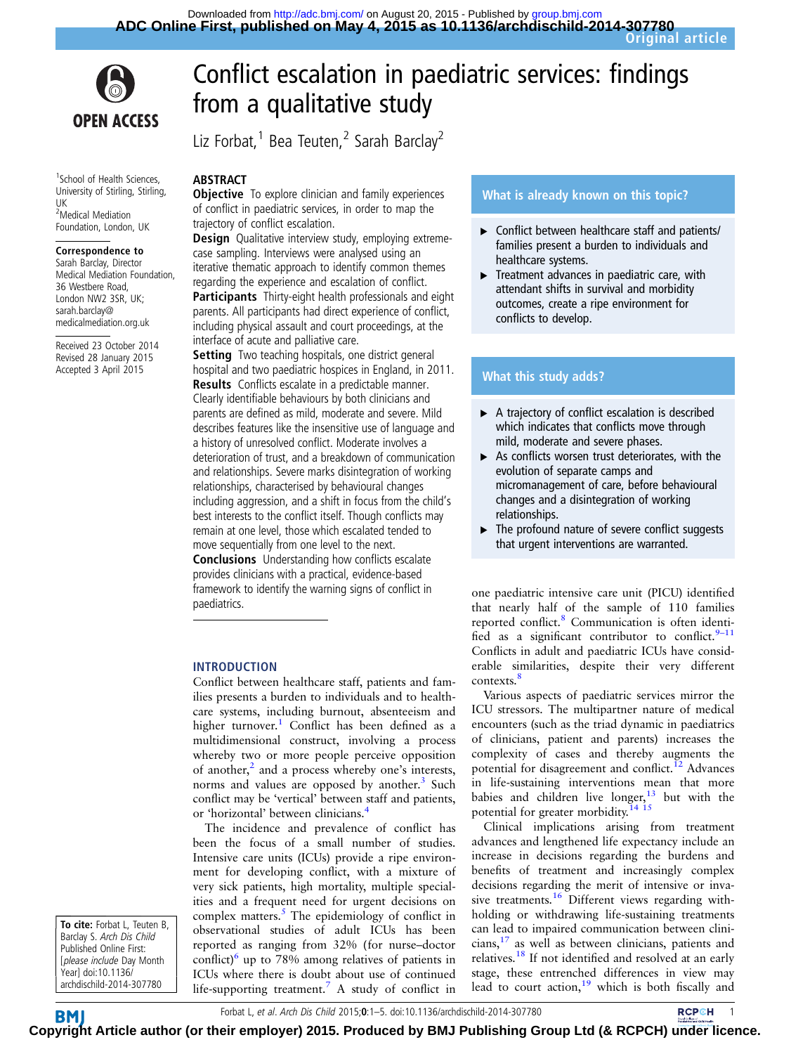# Conflict escalation in paediatric services: findings from a qualitative study

Liz Forbat,[1] Bea Teuten,[2] Sarah Barclay[2]

[1]School of Health Sciences, University of Stirling, Stirling, UK
[2]Medical Mediation Foundation, London, UK

**Correspondence to** Sarah Barclay, Director Medical Mediation Foundation, 36 Westbere Road, London NW2 3SR, UK; sarah.barclay@medicalmediation.org.uk

Received 23 October 2014
Revised 28 January 2015
Accepted 3 April 2015

## ABSTRACT

**Objective** To explore clinician and family experiences of conflict in paediatric services, in order to map the trajectory of conflict escalation.

**Design** Qualitative interview study, employing extreme-case sampling. Interviews were analysed using an iterative thematic approach to identify common themes regarding the experience and escalation of conflict.

**Participants** Thirty-eight health professionals and eight parents. All participants had direct experience of conflict, including physical assault and court proceedings, at the interface of acute and palliative care.

**Setting** Two teaching hospitals, one district general hospital and two paediatric hospices in England, in 2011.

**Results** Conflicts escalate in a predictable manner. Clearly identifiable behaviours by both clinicians and parents are defined as mild, moderate and severe. Mild describes features like the insensitive use of language and a history of unresolved conflict. Moderate involves a deterioration of trust, and a breakdown of communication and relationships. Severe marks disintegration of working relationships, characterised by behavioural changes including aggression, and a shift in focus from the child's best interests to the conflict itself. Though conflicts may remain at one level, those which escalated tended to move sequentially from one level to the next.

**Conclusions** Understanding how conflicts escalate provides clinicians with a practical, evidence-based framework to identify the warning signs of conflict in paediatrics.

### What is already known on this topic?

- Conflict between healthcare staff and patients/families present a burden to individuals and healthcare systems.
- Treatment advances in paediatric care, with attendant shifts in survival and morbidity outcomes, create a ripe environment for conflicts to develop.

### What this study adds?

- A trajectory of conflict escalation is described which indicates that conflicts move through mild, moderate and severe phases.
- As conflicts worsen trust deteriorates, with the evolution of separate camps and micromanagement of care, before behavioural changes and a disintegration of working relationships.
- The profound nature of severe conflict suggests that urgent interventions are warranted.

## INTRODUCTION

Conflict between healthcare staff, patients and families presents a burden to individuals and to healthcare systems, including burnout, absenteeism and higher turnover.[1] Conflict has been defined as a multidimensional construct, involving a process whereby two or more people perceive opposition of another,[2] and a process whereby one's interests, norms and values are opposed by another.[3] Such conflict may be 'vertical' between staff and patients, or 'horizontal' between clinicians.[4]

The incidence and prevalence of conflict has been the focus of a small number of studies. Intensive care units (ICUs) provide a ripe environment for developing conflict, with a mixture of very sick patients, high mortality, multiple specialities and a frequent need for urgent decisions on complex matters.[5] The epidemiology of conflict in observational studies of adult ICUs has been reported as ranging from 32% (for nurse–doctor conflict)[6] up to 78% among relatives of patients in ICUs where there is doubt about use of continued life-supporting treatment.[7] A study of conflict in one paediatric intensive care unit (PICU) identified that nearly half of the sample of 110 families reported conflict.[8] Communication is often identified as a significant contributor to conflict.[9–11] Conflicts in adult and paediatric ICUs have considerable similarities, despite their very different contexts.[8]

Various aspects of paediatric services mirror the ICU stressors. The multipartner nature of medical encounters (such as the triad dynamic in paediatrics of clinicians, patient and parents) increases the complexity of cases and thereby augments the potential for disagreement and conflict.[12] Advances in life-sustaining interventions mean that more babies and children live longer,[13] but with the potential for greater morbidity.[14 15]

Clinical implications arising from treatment advances and lengthened life expectancy include an increase in decisions regarding the burdens and benefits of treatment and increasingly complex decisions regarding the merit of intensive or invasive treatments.[16] Different views regarding withholding or withdrawing life-sustaining treatments can lead to impaired communication between clinicians,[17] as well as between clinicians, patients and relatives.[18] If not identified and resolved at an early stage, these entrenched differences in view may lead to court action,[19] which is both fiscally and

**To cite:** Forbat L, Teuten B, Barclay S. *Arch Dis Child* Published Online First: [*please include* Day Month Year] doi:10.1136/archdischild-2014-307780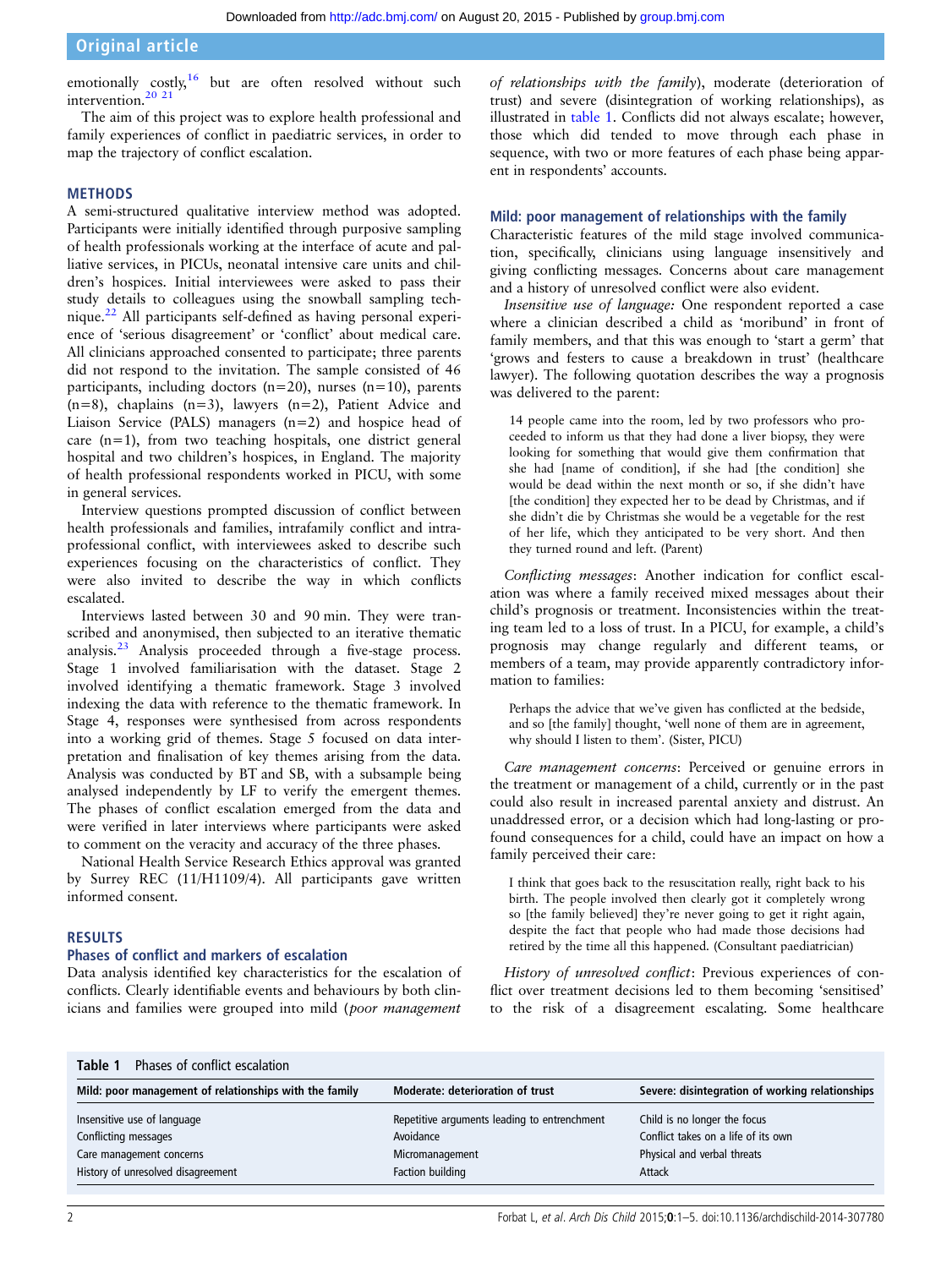emotionally costly,[16] but are often resolved without such intervention.[20 21]

The aim of this project was to explore health professional and family experiences of conflict in paediatric services, in order to map the trajectory of conflict escalation.

## METHODS

A semi-structured qualitative interview method was adopted. Participants were initially identified through purposive sampling of health professionals working at the interface of acute and palliative services, in PICUs, neonatal intensive care units and children's hospices. Initial interviewees were asked to pass their study details to colleagues using the snowball sampling technique.[22] All participants self-defined as having personal experience of 'serious disagreement' or 'conflict' about medical care. All clinicians approached consented to participate; three parents did not respond to the invitation. The sample consisted of 46 participants, including doctors (n=20), nurses (n=10), parents (n=8), chaplains (n=3), lawyers (n=2), Patient Advice and Liaison Service (PALS) managers (n=2) and hospice head of care (n=1), from two teaching hospitals, one district general hospital and two children's hospices, in England. The majority of health professional respondents worked in PICU, with some in general services.

Interview questions prompted discussion of conflict between health professionals and families, intrafamily conflict and intra-professional conflict, with interviewees asked to describe such experiences focusing on the characteristics of conflict. They were also invited to describe the way in which conflicts escalated.

Interviews lasted between 30 and 90 min. They were transcribed and anonymised, then subjected to an iterative thematic analysis.[23] Analysis proceeded through a five-stage process. Stage 1 involved familiarisation with the dataset. Stage 2 involved identifying a thematic framework. Stage 3 involved indexing the data with reference to the thematic framework. In Stage 4, responses were synthesised from across respondents into a working grid of themes. Stage 5 focused on data interpretation and finalisation of key themes arising from the data. Analysis was conducted by BT and SB, with a subsample being analysed independently by LF to verify the emergent themes. The phases of conflict escalation emerged from the data and were verified in later interviews where participants were asked to comment on the veracity and accuracy of the three phases.

National Health Service Research Ethics approval was granted by Surrey REC (11/H1109/4). All participants gave written informed consent.

## RESULTS

### Phases of conflict and markers of escalation

Data analysis identified key characteristics for the escalation of conflicts. Clearly identifiable events and behaviours by both clinicians and families were grouped into mild (*poor management of relationships with the family*), moderate (deterioration of trust) and severe (disintegration of working relationships), as illustrated in table 1. Conflicts did not always escalate; however, those which did tended to move through each phase in sequence, with two or more features of each phase being apparent in respondents' accounts.

### Mild: poor management of relationships with the family

Characteristic features of the mild stage involved communication, specifically, clinicians using language insensitively and giving conflicting messages. Concerns about care management and a history of unresolved conflict were also evident.

*Insensitive use of language:* One respondent reported a case where a clinician described a child as 'moribund' in front of family members, and that this was enough to 'start a germ' that 'grows and festers to cause a breakdown in trust' (healthcare lawyer). The following quotation describes the way a prognosis was delivered to the parent:

> 14 people came into the room, led by two professors who proceeded to inform us that they had done a liver biopsy, they were looking for something that would give them confirmation that she had [name of condition], if she had [the condition] she would be dead within the next month or so, if she didn't have [the condition] they expected her to be dead by Christmas, and if she didn't die by Christmas she would be a vegetable for the rest of her life, which they anticipated to be very short. And then they turned round and left. (Parent)

*Conflicting messages*: Another indication for conflict escalation was where a family received mixed messages about their child's prognosis or treatment. Inconsistencies within the treating team led to a loss of trust. In a PICU, for example, a child's prognosis may change regularly and different teams, or members of a team, may provide apparently contradictory information to families:

> Perhaps the advice that we've given has conflicted at the bedside, and so [the family] thought, 'well none of them are in agreement, why should I listen to them'. (Sister, PICU)

*Care management concerns*: Perceived or genuine errors in the treatment or management of a child, currently or in the past could also result in increased parental anxiety and distrust. An unaddressed error, or a decision which had long-lasting or profound consequences for a child, could have an impact on how a family perceived their care:

> I think that goes back to the resuscitation really, right back to his birth. The people involved then clearly got it completely wrong so [the family believed] they're never going to get it right again, despite the fact that people who had made those decisions had retired by the time all this happened. (Consultant paediatrician)

*History of unresolved conflict*: Previous experiences of conflict over treatment decisions led to them becoming 'sensitised' to the risk of a disagreement escalating. Some healthcare

**Table 1** Phases of conflict escalation

| Mild: poor management of relationships with the family | Moderate: deterioration of trust | Severe: disintegration of working relationships |
|---|---|---|
| Insensitive use of language | Repetitive arguments leading to entrenchment | Child is no longer the focus |
| Conflicting messages | Avoidance | Conflict takes on a life of its own |
| Care management concerns | Micromanagement | Physical and verbal threats |
| History of unresolved disagreement | Faction building | Attack |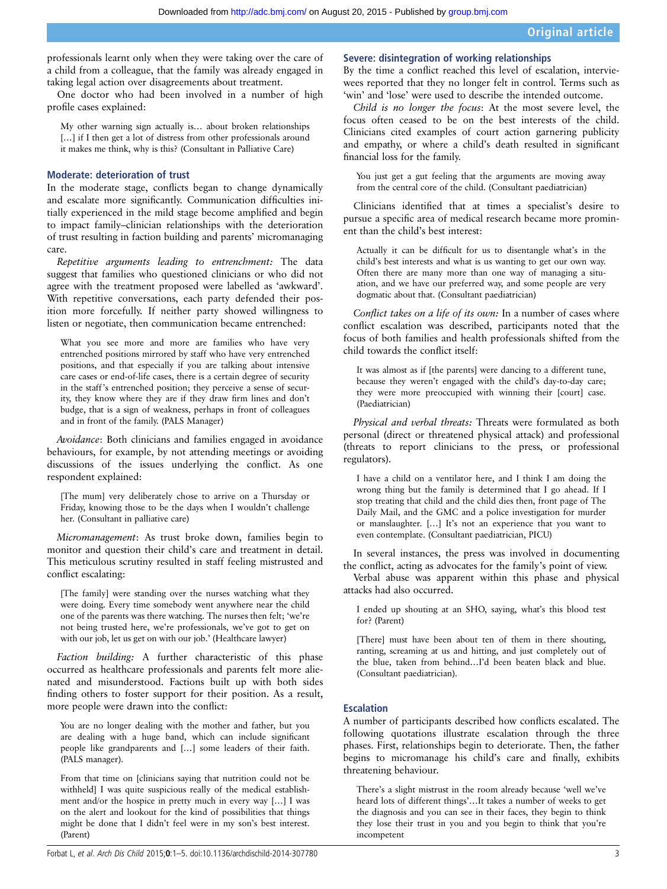professionals learnt only when they were taking over the care of a child from a colleague, that the family was already engaged in taking legal action over disagreements about treatment.

One doctor who had been involved in a number of high profile cases explained:

> My other warning sign actually is… about broken relationships […] if I then get a lot of distress from other professionals around it makes me think, why is this? (Consultant in Palliative Care)

### Moderate: deterioration of trust

In the moderate stage, conflicts began to change dynamically and escalate more significantly. Communication difficulties initially experienced in the mild stage become amplified and begin to impact family–clinician relationships with the deterioration of trust resulting in faction building and parents' micromanaging care.

*Repetitive arguments leading to entrenchment:* The data suggest that families who questioned clinicians or who did not agree with the treatment proposed were labelled as 'awkward'. With repetitive conversations, each party defended their position more forcefully. If neither party showed willingness to listen or negotiate, then communication became entrenched:

> What you see more and more are families who have very entrenched positions mirrored by staff who have very entrenched positions, and that especially if you are talking about intensive care cases or end-of-life cases, there is a certain degree of security in the staff's entrenched position; they perceive a sense of security, they know where they are if they draw firm lines and don't budge, that is a sign of weakness, perhaps in front of colleagues and in front of the family. (PALS Manager)

*Avoidance*: Both clinicians and families engaged in avoidance behaviours, for example, by not attending meetings or avoiding discussions of the issues underlying the conflict. As one respondent explained:

> [The mum] very deliberately chose to arrive on a Thursday or Friday, knowing those to be the days when I wouldn't challenge her. (Consultant in palliative care)

*Micromanagement*: As trust broke down, families begin to monitor and question their child's care and treatment in detail. This meticulous scrutiny resulted in staff feeling mistrusted and conflict escalating:

> [The family] were standing over the nurses watching what they were doing. Every time somebody went anywhere near the child one of the parents was there watching. The nurses then felt; 'we're not being trusted here, we're professionals, we've got to get on with our job, let us get on with our job.' (Healthcare lawyer)

*Faction building:* A further characteristic of this phase occurred as healthcare professionals and parents felt more alienated and misunderstood. Factions built up with both sides finding others to foster support for their position. As a result, more people were drawn into the conflict:

> You are no longer dealing with the mother and father, but you are dealing with a huge band, which can include significant people like grandparents and […] some leaders of their faith. (PALS manager).

> From that time on [clinicians saying that nutrition could not be withheld] I was quite suspicious really of the medical establishment and/or the hospice in pretty much in every way […] I was on the alert and lookout for the kind of possibilities that things might be done that I didn't feel were in my son's best interest. (Parent)

### Severe: disintegration of working relationships

By the time a conflict reached this level of escalation, interviewees reported that they no longer felt in control. Terms such as 'win' and 'lose' were used to describe the intended outcome.

*Child is no longer the focus*: At the most severe level, the focus often ceased to be on the best interests of the child. Clinicians cited examples of court action garnering publicity and empathy, or where a child's death resulted in significant financial loss for the family.

> You just get a gut feeling that the arguments are moving away from the central core of the child. (Consultant paediatrician)

Clinicians identified that at times a specialist's desire to pursue a specific area of medical research became more prominent than the child's best interest:

> Actually it can be difficult for us to disentangle what's in the child's best interests and what is us wanting to get our own way. Often there are many more than one way of managing a situation, and we have our preferred way, and some people are very dogmatic about that. (Consultant paediatrician)

*Conflict takes on a life of its own:* In a number of cases where conflict escalation was described, participants noted that the focus of both families and health professionals shifted from the child towards the conflict itself:

> It was almost as if [the parents] were dancing to a different tune, because they weren't engaged with the child's day-to-day care; they were more preoccupied with winning their [court] case. (Paediatrician)

*Physical and verbal threats:* Threats were formulated as both personal (direct or threatened physical attack) and professional (threats to report clinicians to the press, or professional regulators).

> I have a child on a ventilator here, and I think I am doing the wrong thing but the family is determined that I go ahead. If I stop treating that child and the child dies then, front page of The Daily Mail, and the GMC and a police investigation for murder or manslaughter. […] It's not an experience that you want to even contemplate. (Consultant paediatrician, PICU)

In several instances, the press was involved in documenting the conflict, acting as advocates for the family's point of view.

Verbal abuse was apparent within this phase and physical attacks had also occurred.

> I ended up shouting at an SHO, saying, what's this blood test for? (Parent)

> [There] must have been about ten of them in there shouting, ranting, screaming at us and hitting, and just completely out of the blue, taken from behind…I'd been beaten black and blue. (Consultant paediatrician).

### Escalation

A number of participants described how conflicts escalated. The following quotations illustrate escalation through the three phases. First, relationships begin to deteriorate. Then, the father begins to micromanage his child's care and finally, exhibits threatening behaviour.

> There's a slight mistrust in the room already because 'well we've heard lots of different things'…It takes a number of weeks to get the diagnosis and you can see in their faces, they begin to think they lose their trust in you and you begin to think that you're incompetent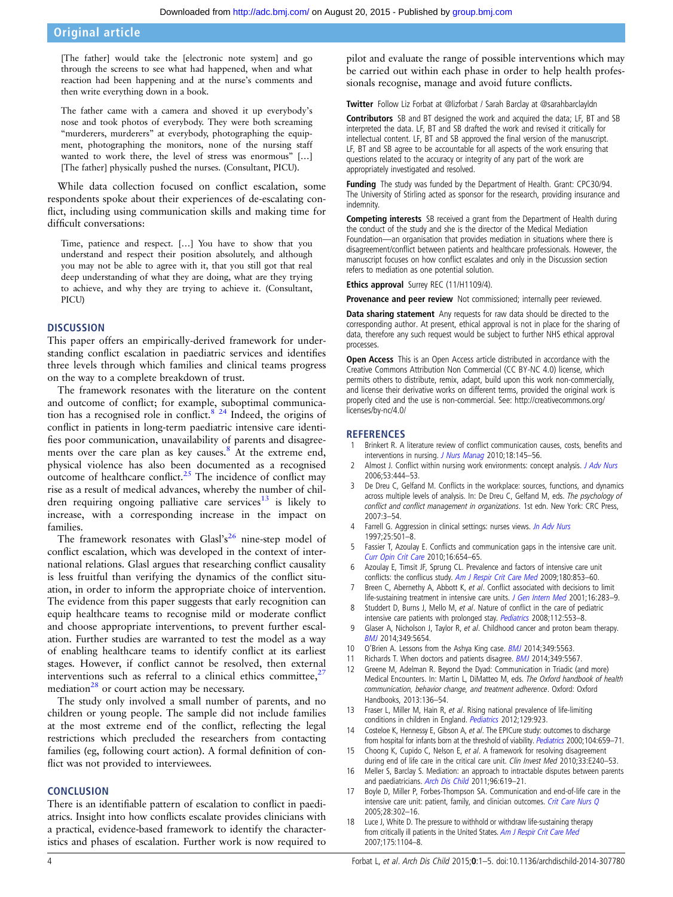[The father] would take the [electronic note system] and go through the screens to see what had happened, when and what reaction had been happening and at the nurse's comments and then write everything down in a book.

The father came with a camera and shoved it up everybody's nose and took photos of everybody. They were both screaming "murderers, murderers" at everybody, photographing the equipment, photographing the monitors, none of the nursing staff wanted to work there, the level of stress was enormous" […] [The father] physically pushed the nurses. (Consultant, PICU).

While data collection focused on conflict escalation, some respondents spoke about their experiences of de-escalating conflict, including using communication skills and making time for difficult conversations:

Time, patience and respect. […] You have to show that you understand and respect their position absolutely, and although you may not be able to agree with it, that you still got that real deep understanding of what they are doing, what are they trying to achieve, and why they are trying to achieve it. (Consultant, PICU)

## DISCUSSION

This paper offers an empirically-derived framework for understanding conflict escalation in paediatric services and identifies three levels through which families and clinical teams progress on the way to a complete breakdown of trust.

The framework resonates with the literature on the content and outcome of conflict; for example, suboptimal communication has a recognised role in conflict.[8 24] Indeed, the origins of conflict in patients in long-term paediatric intensive care identifies poor communication, unavailability of parents and disagreements over the care plan as key causes.[8] At the extreme end, physical violence has also been documented as a recognised outcome of healthcare conflict.[25] The incidence of conflict may rise as a result of medical advances, whereby the number of children requiring ongoing palliative care services[13] is likely to increase, with a corresponding increase in the impact on families.

The framework resonates with Glasl's[26] nine-step model of conflict escalation, which was developed in the context of international relations. Glasl argues that researching conflict causality is less fruitful than verifying the dynamics of the conflict situation, in order to inform the appropriate choice of intervention. The evidence from this paper suggests that early recognition can equip healthcare teams to recognise mild or moderate conflict and choose appropriate interventions, to prevent further escalation. Further studies are warranted to test the model as a way of enabling healthcare teams to identify conflict at its earliest stages. However, if conflict cannot be resolved, then external interventions such as referral to a clinical ethics committee,[27] mediation[28] or court action may be necessary.

The study only involved a small number of parents, and no children or young people. The sample did not include families at the most extreme end of the conflict, reflecting the legal restrictions which precluded the researchers from contacting families (eg, following court action). A formal definition of conflict was not provided to interviewees.

## CONCLUSION

There is an identifiable pattern of escalation to conflict in paediatrics. Insight into how conflicts escalate provides clinicians with a practical, evidence-based framework to identify the characteristics and phases of escalation. Further work is now required to pilot and evaluate the range of possible interventions which may be carried out within each phase in order to help health professionals recognise, manage and avoid future conflicts.

**Twitter** Follow Liz Forbat at @lizforbat / Sarah Barclay at @sarahbarclayldn

**Contributors** SB and BT designed the work and acquired the data; LF, BT and SB interpreted the data. LF, BT and SB drafted the work and revised it critically for intellectual content. LF, BT and SB approved the final version of the manuscript. LF, BT and SB agree to be accountable for all aspects of the work ensuring that questions related to the accuracy or integrity of any part of the work are appropriately investigated and resolved.

**Funding** The study was funded by the Department of Health. Grant: CPC30/94. The University of Stirling acted as sponsor for the research, providing insurance and indemnity.

**Competing interests** SB received a grant from the Department of Health during the conduct of the study and she is the director of the Medical Mediation Foundation—an organisation that provides mediation in situations where there is disagreement/conflict between patients and healthcare professionals. However, the manuscript focuses on how conflict escalates and only in the Discussion section refers to mediation as one potential solution.

**Ethics approval** Surrey REC (11/H1109/4).

**Provenance and peer review** Not commissioned; internally peer reviewed.

**Data sharing statement** Any requests for raw data should be directed to the corresponding author. At present, ethical approval is not in place for the sharing of data, therefore any such request would be subject to further NHS ethical approval processes.

**Open Access** This is an Open Access article distributed in accordance with the Creative Commons Attribution Non Commercial (CC BY-NC 4.0) license, which permits others to distribute, remix, adapt, build upon this work non-commercially, and license their derivative works on different terms, provided the original work is properly cited and the use is non-commercial. See: http://creativecommons.org/licenses/by-nc/4.0/

## REFERENCES

1. Brinkert R. A literature review of conflict communication causes, costs, benefits and interventions in nursing. *J Nurs Manag* 2010;18:145–56.
2. Almost J. Conflict within nursing work environments: concept analysis. *J Adv Nurs* 2006;53:444–53.
3. De Dreu C, Gelfand M. Conflicts in the workplace: sources, functions, and dynamics across multiple levels of analysis. In: De Dreu C, Gelfand M, eds. *The psychology of conflict and conflict management in organizations*. 1st edn. New York: CRC Press, 2007:3–54.
4. Farrell G. Aggression in clinical settings: nurses views. *Jn Adv Nurs* 1997;25:501–8.
5. Fassier T, Azoulay E. Conflicts and communication gaps in the intensive care unit. *Curr Opin Crit Care* 2010;16:654–65.
6. Azoulay E, Timsit JF, Sprung CL. Prevalence and factors of intensive care unit conflicts: the conflicus study. *Am J Respir Crit Care Med* 2009;180:853–60.
7. Breen C, Abernethy A, Abbott K, *et al*. Conflict associated with decisions to limit life-sustaining treatment in intensive care units. *J Gen Intern Med* 2001;16:283–9.
8. Studdert D, Burns J, Mello M, *et al*. Nature of conflict in the care of pediatric intensive care patients with prolonged stay. *Pediatrics* 2008;112:553–8.
9. Glaser A, Nicholson J, Taylor R, *et al*. Childhood cancer and proton beam therapy. *BMJ* 2014;349:5654.
10. O'Brien A. Lessons from the Ashya King case. *BMJ* 2014;349:5563.
11. Richards T. When doctors and patients disagree. *BMJ* 2014;349:5567.
12. Greene M, Adelman R. Beyond the Dyad: Communication in Triadic (and more) Medical Encounters. In: Martin L, DiMatteo M, eds. *The Oxford handbook of health communication, behavior change, and treatment adherence*. Oxford: Oxford Handbooks, 2013:136–54.
13. Fraser L, Miller M, Hain R, *et al*. Rising national prevalence of life-limiting conditions in children in England. *Pediatrics* 2012;129:923.
14. Costeloe K, Hennessy E, Gibson A, *et al*. The EPICure study: outcomes to discharge from hospital for infants born at the threshold of viability. *Pediatrics* 2000;104:659–71.
15. Choong K, Cupido C, Nelson E, *et al*. A framework for resolving disagreement during end of life care in the critical care unit. *Clin Invest Med* 2010;33:E240–53.
16. Meller S, Barclay S. Mediation: an approach to intractable disputes between parents and paediatricians. *Arch Dis Child* 2011;96:619–21.
17. Boyle D, Miller P, Forbes-Thompson SA. Communication and end-of-life care in the intensive care unit: patient, family, and clinician outcomes. *Crit Care Nurs Q* 2005;28:302–16.
18. Luce J, White D. The pressure to withhold or withdraw life-sustaining therapy from critically ill patients in the United States. *Am J Respir Crit Care Med* 2007;175:1104–8.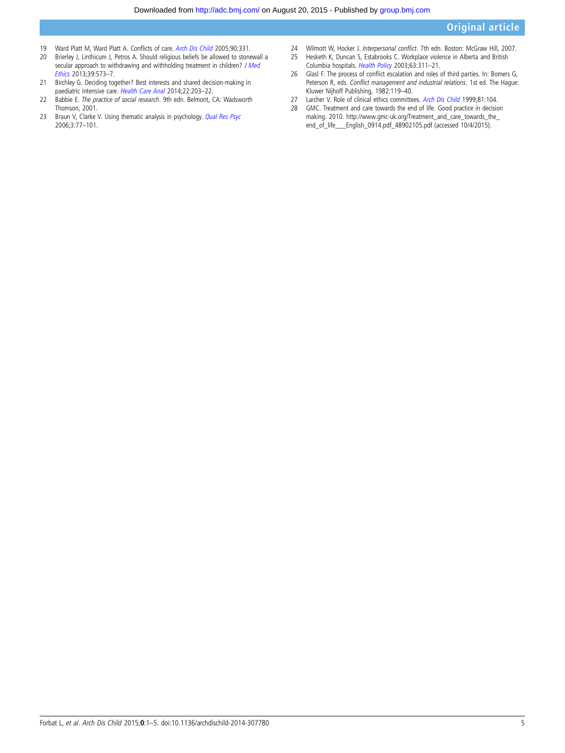19 Ward Platt M, Ward Platt A. Conflicts of care. *Arch Dis Child* 2005;90:331.
20 Brierley J, Linthicum J, Petros A. Should religious beliefs be allowed to stonewall a secular approach to withdrawing and withholding treatment in children? *J Med Ethics* 2013;39:573–7.
21 Birchley G. Deciding together? Best interests and shared decision-making in paediatric intensive care. *Health Care Anal* 2014;22:203–22.
22 Babbie E. *The practice of social research*. 9th edn. Belmont, CA: Wadsworth Thomson, 2001.
23 Braun V, Clarke V. Using thematic analysis in psychology. *Qual Res Psyc* 2006;3:77–101.
24 Wilmott W, Hocker J. *Interpersonal conflict*. 7th edn. Boston: McGraw Hill, 2007.
25 Hesketh K, Duncan S, Estabrooks C. Workplace violence in Alberta and British Columbia hospitals. *Health Policy* 2003;63:311–21.
26 Glasl F. The process of conflict escalation and roles of third parties. In: Bomers G, Peterson R, eds. *Conflict management and industrial relations*. 1st ed. The Hague: Kluwer Nijhoff Publishing, 1982:119–40.
27 Larcher V. Role of clinical ethics committees. *Arch Dis Child* 1999;81:104.
28 GMC. Treatment and care towards the end of life. Good practice in decision making. 2010. http://www.gmc-uk.org/Treatment_and_care_towards_the_end_of_life___English_0914.pdf_48902105.pdf (accessed 10/4/2015).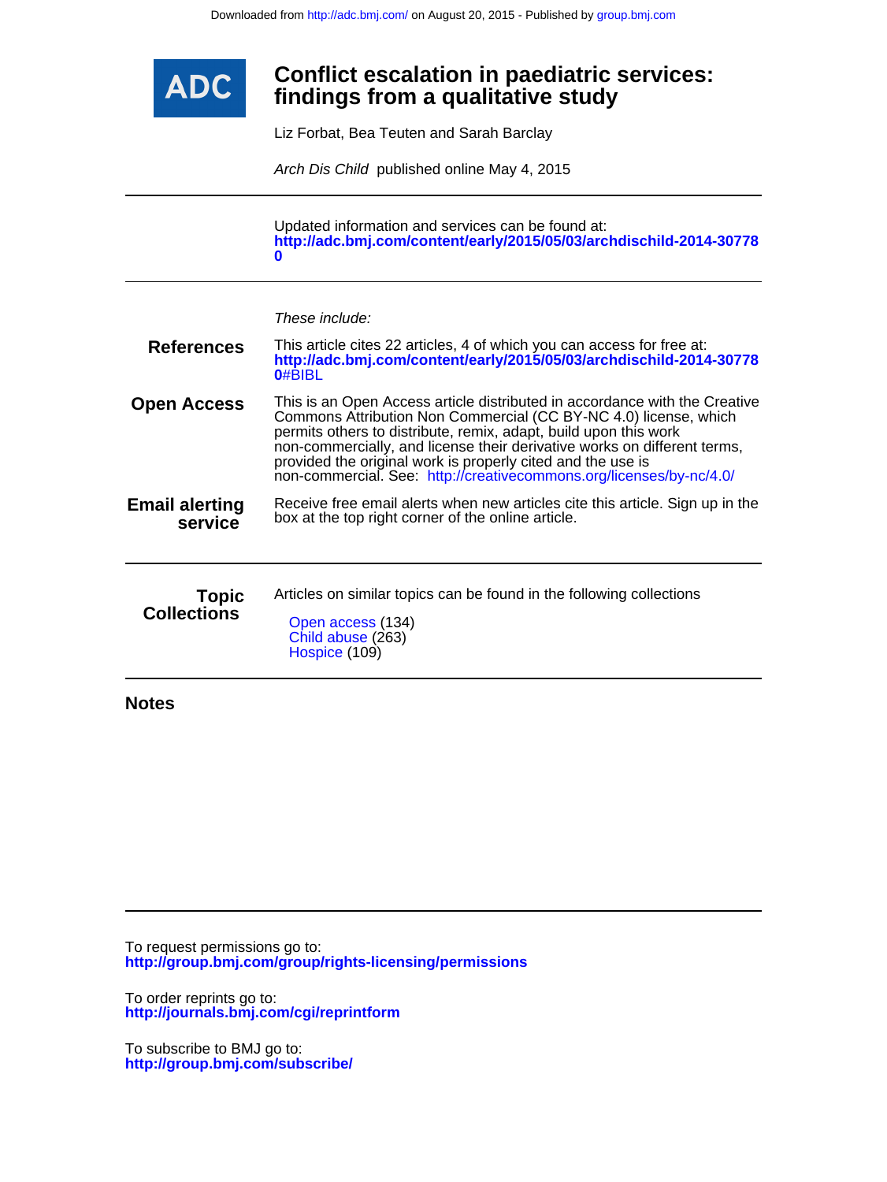Downloaded from http://adc.bmj.com/ on August 20, 2015 - Published by group.bmj.com

# Conflict escalation in paediatric services: findings from a qualitative study

Liz Forbat, Bea Teuten and Sarah Barclay

*Arch Dis Child* published online May 4, 2015

Updated information and services can be found at:
**http://adc.bmj.com/content/early/2015/05/03/archdischild-2014-307780**

*These include:*

**References**

This article cites 22 articles, 4 of which you can access for free at:
**http://adc.bmj.com/content/early/2015/05/03/archdischild-2014-307780#BIBL**

**Open Access**

This is an Open Access article distributed in accordance with the Creative Commons Attribution Non Commercial (CC BY-NC 4.0) license, which permits others to distribute, remix, adapt, build upon this work non-commercially, and license their derivative works on different terms, provided the original work is properly cited and the use is non-commercial. See: http://creativecommons.org/licenses/by-nc/4.0/

**Email alerting service**

Receive free email alerts when new articles cite this article. Sign up in the box at the top right corner of the online article.

**Topic Collections**

Articles on similar topics can be found in the following collections

- Open access (134)
- Child abuse (263)
- Hospice (109)

## Notes

To request permissions go to:
**http://group.bmj.com/group/rights-licensing/permissions**

To order reprints go to:
**http://journals.bmj.com/cgi/reprintform**

To subscribe to BMJ go to:
**http://group.bmj.com/subscribe/**